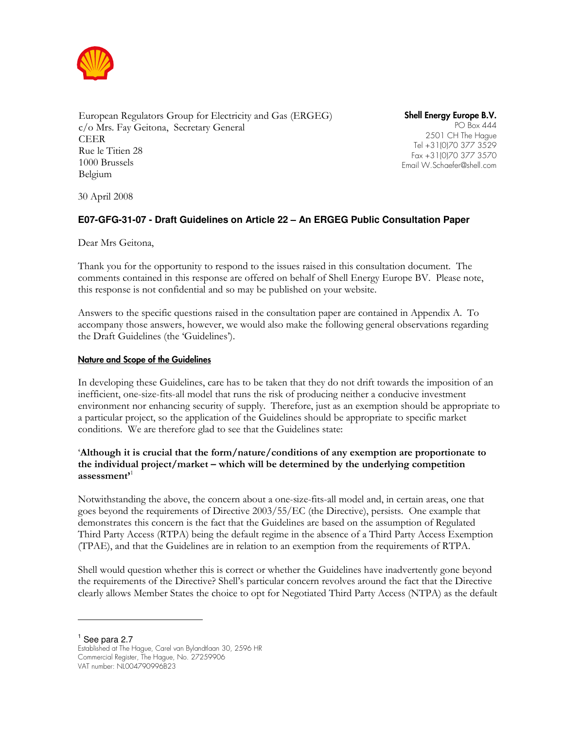European Regulators Group for Electricity and Gas (ERGEG)
c/o Mrs. Fay Geitona, Secretary General
CEER
Rue le Titien 28
1000 Brussels
Belgium

**Shell Energy Europe B.V.**
PO Box 444
2501 CH The Hague
Tel +31(0)70 377 3529
Fax +31(0)70 377 3570
Email W.Schaefer@shell.com

30 April 2008

**E07-GFG-31-07 - Draft Guidelines on Article 22 – An ERGEG Public Consultation Paper**

Dear Mrs Geitona,

Thank you for the opportunity to respond to the issues raised in this consultation document. The comments contained in this response are offered on behalf of Shell Energy Europe BV. Please note, this response is not confidential and so may be published on your website.

Answers to the specific questions raised in the consultation paper are contained in Appendix A. To accompany those answers, however, we would also make the following general observations regarding the Draft Guidelines (the 'Guidelines').

**Nature and Scope of the Guidelines**

In developing these Guidelines, care has to be taken that they do not drift towards the imposition of an inefficient, one-size-fits-all model that runs the risk of producing neither a conducive investment environment nor enhancing security of supply. Therefore, just as an exemption should be appropriate to a particular project, so the application of the Guidelines should be appropriate to specific market conditions. We are therefore glad to see that the Guidelines state:

'**Although it is crucial that the form/nature/conditions of any exemption are proportionate to the individual project/market – which will be determined by the underlying competition assessment'**[1]

Notwithstanding the above, the concern about a one-size-fits-all model and, in certain areas, one that goes beyond the requirements of Directive 2003/55/EC (the Directive), persists. One example that demonstrates this concern is the fact that the Guidelines are based on the assumption of Regulated Third Party Access (RTPA) being the default regime in the absence of a Third Party Access Exemption (TPAE), and that the Guidelines are in relation to an exemption from the requirements of RTPA.

Shell would question whether this is correct or whether the Guidelines have inadvertently gone beyond the requirements of the Directive? Shell's particular concern revolves around the fact that the Directive clearly allows Member States the choice to opt for Negotiated Third Party Access (NTPA) as the default

---

[1] See para 2.7

Established at The Hague, Carel van Bylandtlaan 30, 2596 HR
Commercial Register, The Hague, No. 27259906
VAT number: NL004790996B23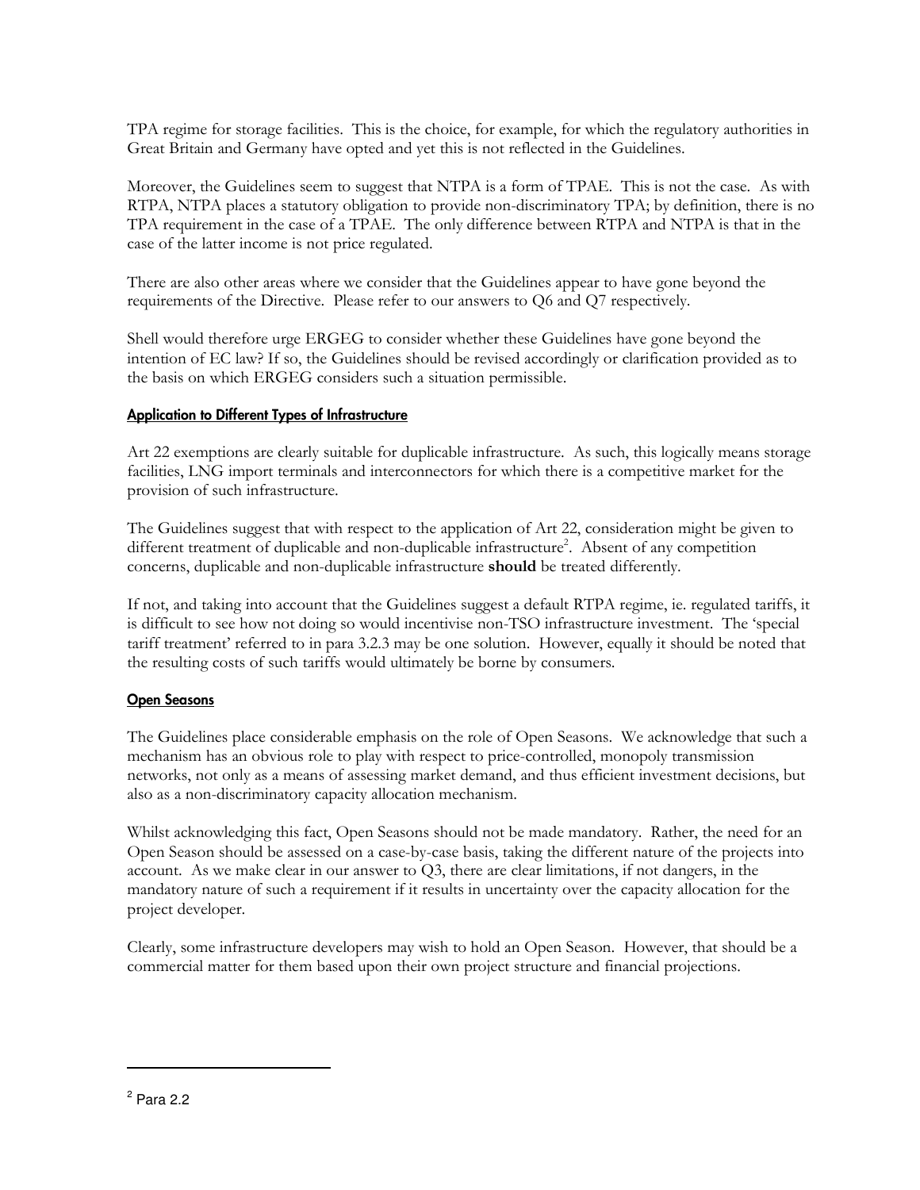TPA regime for storage facilities. This is the choice, for example, for which the regulatory authorities in Great Britain and Germany have opted and yet this is not reflected in the Guidelines.

Moreover, the Guidelines seem to suggest that NTPA is a form of TPAE. This is not the case. As with RTPA, NTPA places a statutory obligation to provide non-discriminatory TPA; by definition, there is no TPA requirement in the case of a TPAE. The only difference between RTPA and NTPA is that in the case of the latter income is not price regulated.

There are also other areas where we consider that the Guidelines appear to have gone beyond the requirements of the Directive. Please refer to our answers to Q6 and Q7 respectively.

Shell would therefore urge ERGEG to consider whether these Guidelines have gone beyond the intention of EC law? If so, the Guidelines should be revised accordingly or clarification provided as to the basis on which ERGEG considers such a situation permissible.

### Application to Different Types of Infrastructure

Art 22 exemptions are clearly suitable for duplicable infrastructure. As such, this logically means storage facilities, LNG import terminals and interconnectors for which there is a competitive market for the provision of such infrastructure.

The Guidelines suggest that with respect to the application of Art 22, consideration might be given to different treatment of duplicable and non-duplicable infrastructure[2]. Absent of any competition concerns, duplicable and non-duplicable infrastructure **should** be treated differently.

If not, and taking into account that the Guidelines suggest a default RTPA regime, ie. regulated tariffs, it is difficult to see how not doing so would incentivise non-TSO infrastructure investment. The 'special tariff treatment' referred to in para 3.2.3 may be one solution. However, equally it should be noted that the resulting costs of such tariffs would ultimately be borne by consumers.

### Open Seasons

The Guidelines place considerable emphasis on the role of Open Seasons. We acknowledge that such a mechanism has an obvious role to play with respect to price-controlled, monopoly transmission networks, not only as a means of assessing market demand, and thus efficient investment decisions, but also as a non-discriminatory capacity allocation mechanism.

Whilst acknowledging this fact, Open Seasons should not be made mandatory. Rather, the need for an Open Season should be assessed on a case-by-case basis, taking the different nature of the projects into account. As we make clear in our answer to Q3, there are clear limitations, if not dangers, in the mandatory nature of such a requirement if it results in uncertainty over the capacity allocation for the project developer.

Clearly, some infrastructure developers may wish to hold an Open Season. However, that should be a commercial matter for them based upon their own project structure and financial projections.

---

[2] Para 2.2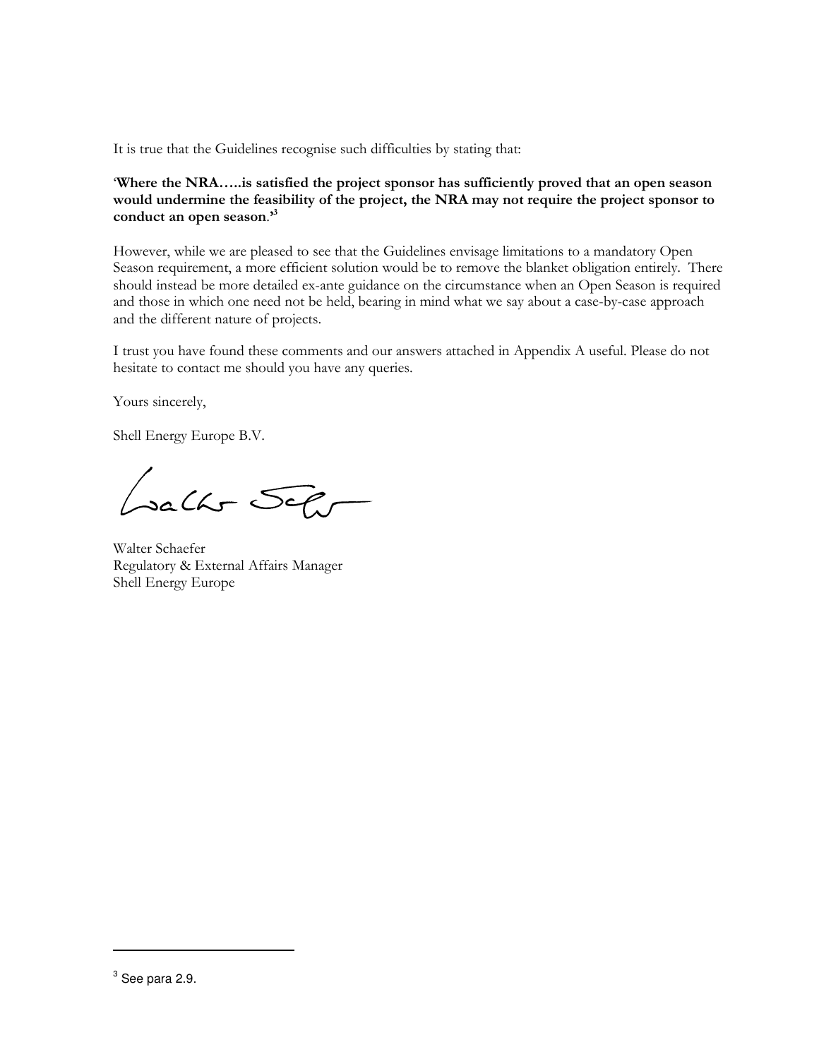It is true that the Guidelines recognise such difficulties by stating that:

'**Where the NRA…..is satisfied the project sponsor has sufficiently proved that an open season would undermine the feasibility of the project, the NRA may not require the project sponsor to conduct an open season**.'[3]

However, while we are pleased to see that the Guidelines envisage limitations to a mandatory Open Season requirement, a more efficient solution would be to remove the blanket obligation entirely. There should instead be more detailed ex-ante guidance on the circumstance when an Open Season is required and those in which one need not be held, bearing in mind what we say about a case-by-case approach and the different nature of projects.

I trust you have found these comments and our answers attached in Appendix A useful. Please do not hesitate to contact me should you have any queries.

Yours sincerely,

Shell Energy Europe B.V.

Walter Schaefer
Regulatory & External Affairs Manager
Shell Energy Europe

---

[3] See para 2.9.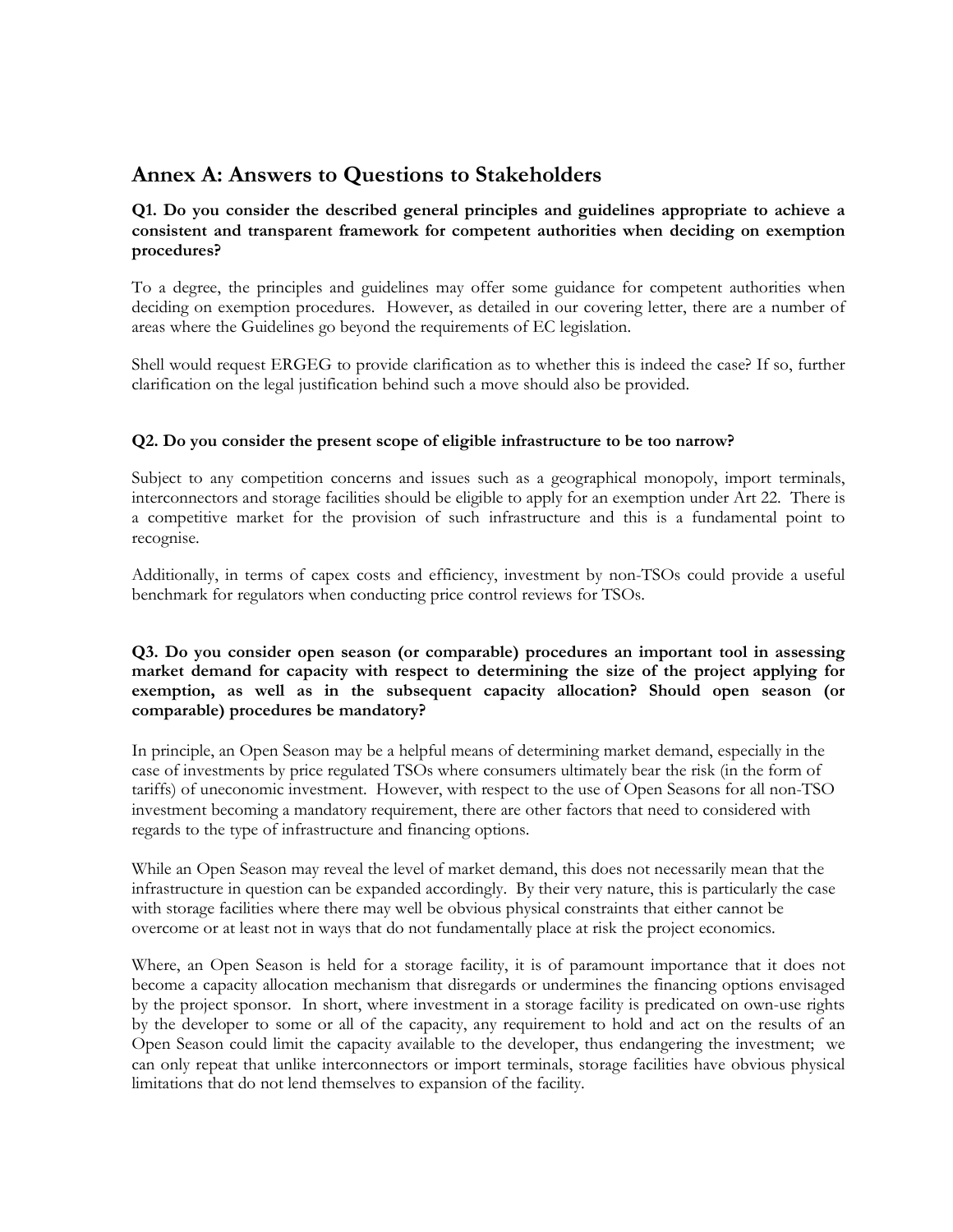## Annex A: Answers to Questions to Stakeholders

**Q1. Do you consider the described general principles and guidelines appropriate to achieve a consistent and transparent framework for competent authorities when deciding on exemption procedures?**

To a degree, the principles and guidelines may offer some guidance for competent authorities when deciding on exemption procedures. However, as detailed in our covering letter, there are a number of areas where the Guidelines go beyond the requirements of EC legislation.

Shell would request ERGEG to provide clarification as to whether this is indeed the case? If so, further clarification on the legal justification behind such a move should also be provided.

**Q2. Do you consider the present scope of eligible infrastructure to be too narrow?**

Subject to any competition concerns and issues such as a geographical monopoly, import terminals, interconnectors and storage facilities should be eligible to apply for an exemption under Art 22. There is a competitive market for the provision of such infrastructure and this is a fundamental point to recognise.

Additionally, in terms of capex costs and efficiency, investment by non-TSOs could provide a useful benchmark for regulators when conducting price control reviews for TSOs.

**Q3. Do you consider open season (or comparable) procedures an important tool in assessing market demand for capacity with respect to determining the size of the project applying for exemption, as well as in the subsequent capacity allocation? Should open season (or comparable) procedures be mandatory?**

In principle, an Open Season may be a helpful means of determining market demand, especially in the case of investments by price regulated TSOs where consumers ultimately bear the risk (in the form of tariffs) of uneconomic investment. However, with respect to the use of Open Seasons for all non-TSO investment becoming a mandatory requirement, there are other factors that need to considered with regards to the type of infrastructure and financing options.

While an Open Season may reveal the level of market demand, this does not necessarily mean that the infrastructure in question can be expanded accordingly. By their very nature, this is particularly the case with storage facilities where there may well be obvious physical constraints that either cannot be overcome or at least not in ways that do not fundamentally place at risk the project economics.

Where, an Open Season is held for a storage facility, it is of paramount importance that it does not become a capacity allocation mechanism that disregards or undermines the financing options envisaged by the project sponsor. In short, where investment in a storage facility is predicated on own-use rights by the developer to some or all of the capacity, any requirement to hold and act on the results of an Open Season could limit the capacity available to the developer, thus endangering the investment; we can only repeat that unlike interconnectors or import terminals, storage facilities have obvious physical limitations that do not lend themselves to expansion of the facility.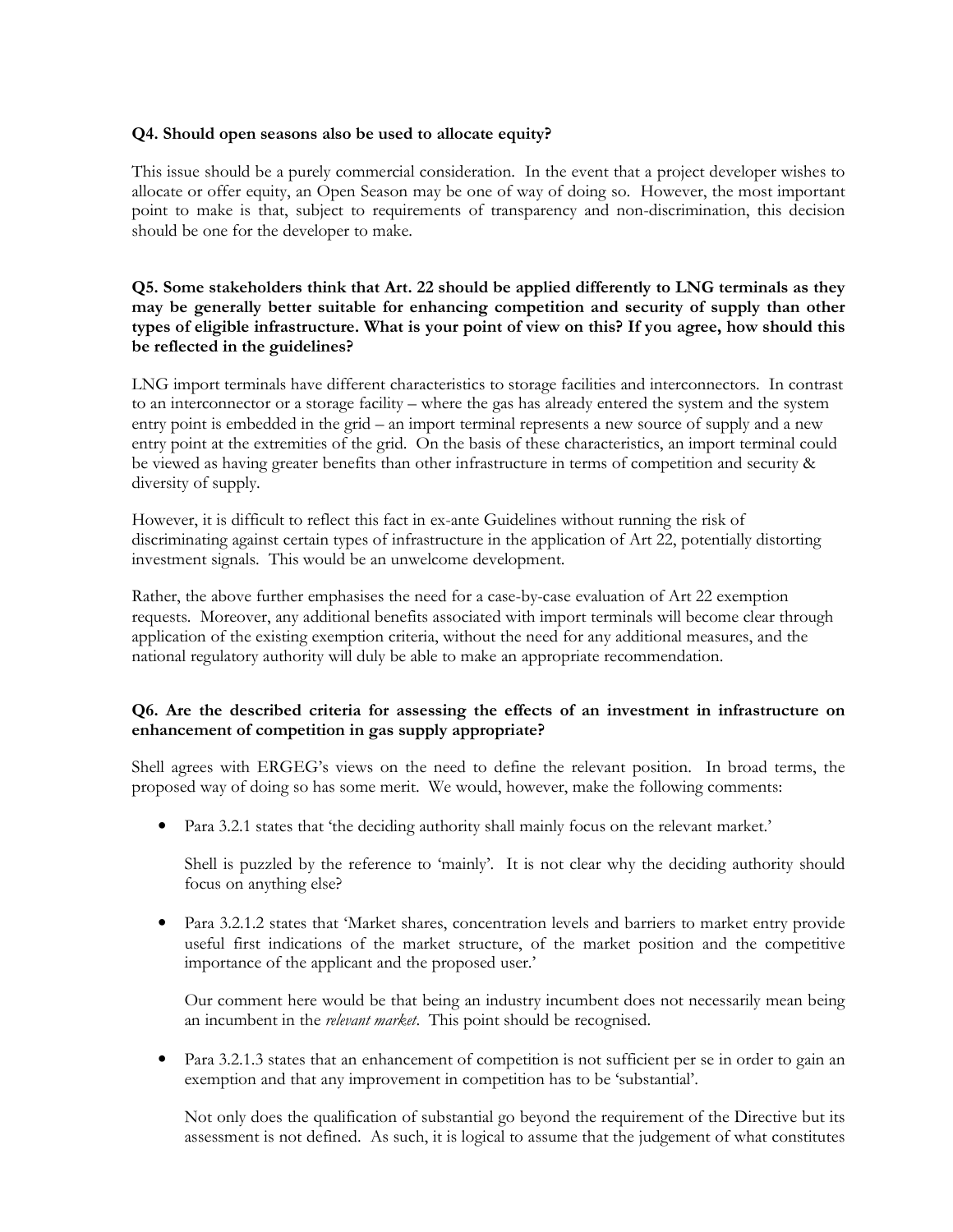**Q4. Should open seasons also be used to allocate equity?**

This issue should be a purely commercial consideration. In the event that a project developer wishes to allocate or offer equity, an Open Season may be one of way of doing so. However, the most important point to make is that, subject to requirements of transparency and non-discrimination, this decision should be one for the developer to make.

**Q5. Some stakeholders think that Art. 22 should be applied differently to LNG terminals as they may be generally better suitable for enhancing competition and security of supply than other types of eligible infrastructure. What is your point of view on this? If you agree, how should this be reflected in the guidelines?**

LNG import terminals have different characteristics to storage facilities and interconnectors. In contrast to an interconnector or a storage facility – where the gas has already entered the system and the system entry point is embedded in the grid – an import terminal represents a new source of supply and a new entry point at the extremities of the grid. On the basis of these characteristics, an import terminal could be viewed as having greater benefits than other infrastructure in terms of competition and security & diversity of supply.

However, it is difficult to reflect this fact in ex-ante Guidelines without running the risk of discriminating against certain types of infrastructure in the application of Art 22, potentially distorting investment signals. This would be an unwelcome development.

Rather, the above further emphasises the need for a case-by-case evaluation of Art 22 exemption requests. Moreover, any additional benefits associated with import terminals will become clear through application of the existing exemption criteria, without the need for any additional measures, and the national regulatory authority will duly be able to make an appropriate recommendation.

**Q6. Are the described criteria for assessing the effects of an investment in infrastructure on enhancement of competition in gas supply appropriate?**

Shell agrees with ERGEG's views on the need to define the relevant position. In broad terms, the proposed way of doing so has some merit. We would, however, make the following comments:

- Para 3.2.1 states that 'the deciding authority shall mainly focus on the relevant market.'

  Shell is puzzled by the reference to 'mainly'. It is not clear why the deciding authority should focus on anything else?

- Para 3.2.1.2 states that 'Market shares, concentration levels and barriers to market entry provide useful first indications of the market structure, of the market position and the competitive importance of the applicant and the proposed user.'

  Our comment here would be that being an industry incumbent does not necessarily mean being an incumbent in the *relevant market*. This point should be recognised.

- Para 3.2.1.3 states that an enhancement of competition is not sufficient per se in order to gain an exemption and that any improvement in competition has to be 'substantial'.

  Not only does the qualification of substantial go beyond the requirement of the Directive but its assessment is not defined. As such, it is logical to assume that the judgement of what constitutes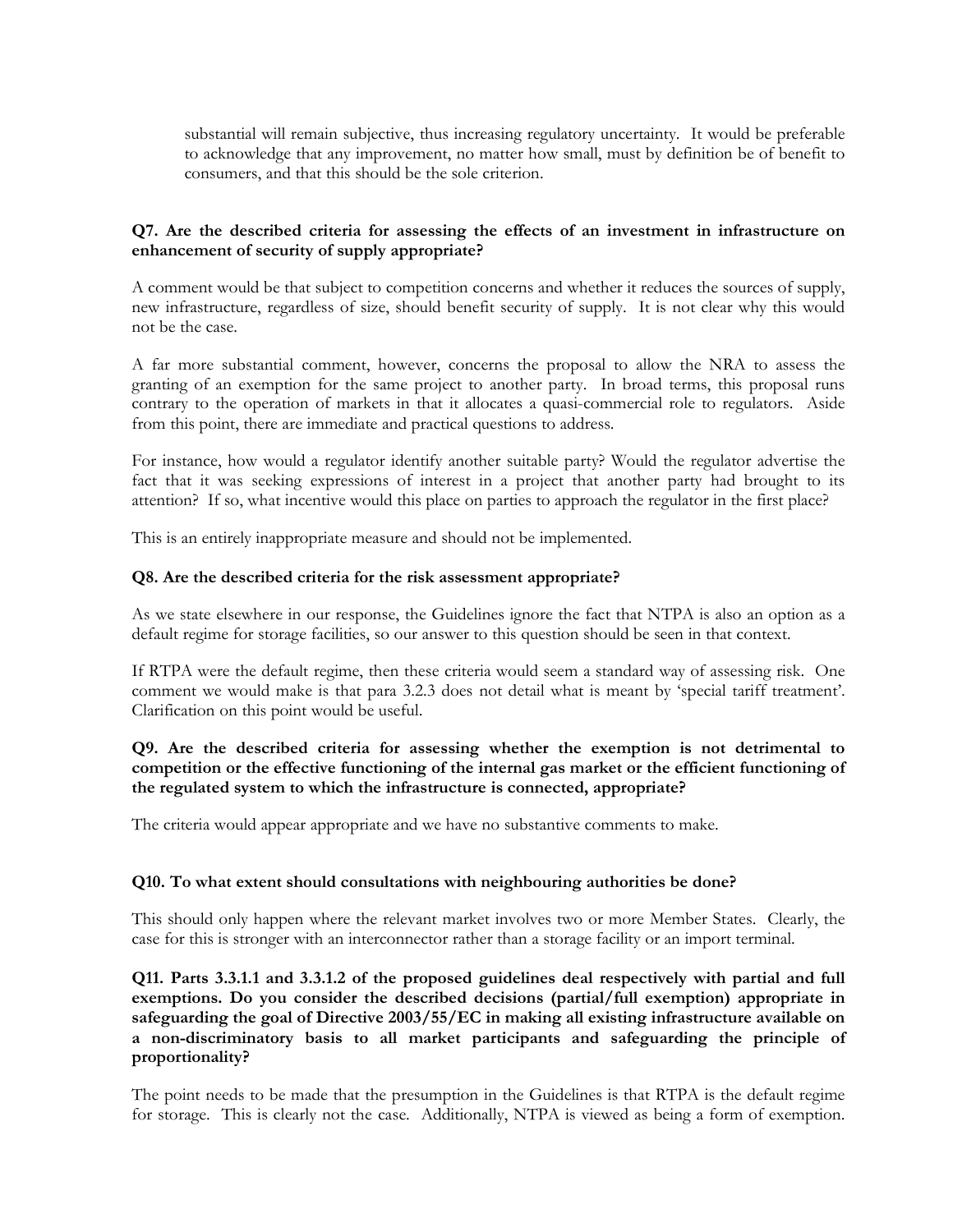substantial will remain subjective, thus increasing regulatory uncertainty. It would be preferable to acknowledge that any improvement, no matter how small, must by definition be of benefit to consumers, and that this should be the sole criterion.

**Q7. Are the described criteria for assessing the effects of an investment in infrastructure on enhancement of security of supply appropriate?**

A comment would be that subject to competition concerns and whether it reduces the sources of supply, new infrastructure, regardless of size, should benefit security of supply. It is not clear why this would not be the case.

A far more substantial comment, however, concerns the proposal to allow the NRA to assess the granting of an exemption for the same project to another party. In broad terms, this proposal runs contrary to the operation of markets in that it allocates a quasi-commercial role to regulators. Aside from this point, there are immediate and practical questions to address.

For instance, how would a regulator identify another suitable party? Would the regulator advertise the fact that it was seeking expressions of interest in a project that another party had brought to its attention? If so, what incentive would this place on parties to approach the regulator in the first place?

This is an entirely inappropriate measure and should not be implemented.

**Q8. Are the described criteria for the risk assessment appropriate?**

As we state elsewhere in our response, the Guidelines ignore the fact that NTPA is also an option as a default regime for storage facilities, so our answer to this question should be seen in that context.

If RTPA were the default regime, then these criteria would seem a standard way of assessing risk. One comment we would make is that para 3.2.3 does not detail what is meant by 'special tariff treatment'. Clarification on this point would be useful.

**Q9. Are the described criteria for assessing whether the exemption is not detrimental to competition or the effective functioning of the internal gas market or the efficient functioning of the regulated system to which the infrastructure is connected, appropriate?**

The criteria would appear appropriate and we have no substantive comments to make.

**Q10. To what extent should consultations with neighbouring authorities be done?**

This should only happen where the relevant market involves two or more Member States. Clearly, the case for this is stronger with an interconnector rather than a storage facility or an import terminal.

**Q11. Parts 3.3.1.1 and 3.3.1.2 of the proposed guidelines deal respectively with partial and full exemptions. Do you consider the described decisions (partial/full exemption) appropriate in safeguarding the goal of Directive 2003/55/EC in making all existing infrastructure available on a non-discriminatory basis to all market participants and safeguarding the principle of proportionality?**

The point needs to be made that the presumption in the Guidelines is that RTPA is the default regime for storage. This is clearly not the case. Additionally, NTPA is viewed as being a form of exemption.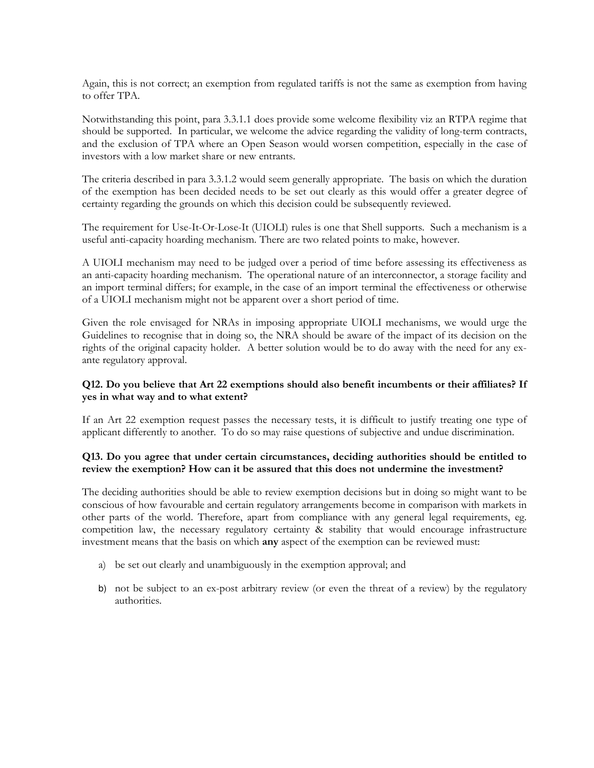Again, this is not correct; an exemption from regulated tariffs is not the same as exemption from having to offer TPA.

Notwithstanding this point, para 3.3.1.1 does provide some welcome flexibility viz an RTPA regime that should be supported. In particular, we welcome the advice regarding the validity of long-term contracts, and the exclusion of TPA where an Open Season would worsen competition, especially in the case of investors with a low market share or new entrants.

The criteria described in para 3.3.1.2 would seem generally appropriate. The basis on which the duration of the exemption has been decided needs to be set out clearly as this would offer a greater degree of certainty regarding the grounds on which this decision could be subsequently reviewed.

The requirement for Use-It-Or-Lose-It (UIOLI) rules is one that Shell supports. Such a mechanism is a useful anti-capacity hoarding mechanism. There are two related points to make, however.

A UIOLI mechanism may need to be judged over a period of time before assessing its effectiveness as an anti-capacity hoarding mechanism. The operational nature of an interconnector, a storage facility and an import terminal differs; for example, in the case of an import terminal the effectiveness or otherwise of a UIOLI mechanism might not be apparent over a short period of time.

Given the role envisaged for NRAs in imposing appropriate UIOLI mechanisms, we would urge the Guidelines to recognise that in doing so, the NRA should be aware of the impact of its decision on the rights of the original capacity holder. A better solution would be to do away with the need for any ex-ante regulatory approval.

**Q12. Do you believe that Art 22 exemptions should also benefit incumbents or their affiliates? If yes in what way and to what extent?**

If an Art 22 exemption request passes the necessary tests, it is difficult to justify treating one type of applicant differently to another. To do so may raise questions of subjective and undue discrimination.

**Q13. Do you agree that under certain circumstances, deciding authorities should be entitled to review the exemption? How can it be assured that this does not undermine the investment?**

The deciding authorities should be able to review exemption decisions but in doing so might want to be conscious of how favourable and certain regulatory arrangements become in comparison with markets in other parts of the world. Therefore, apart from compliance with any general legal requirements, eg. competition law, the necessary regulatory certainty & stability that would encourage infrastructure investment means that the basis on which **any** aspect of the exemption can be reviewed must:

a) be set out clearly and unambiguously in the exemption approval; and

b) not be subject to an ex-post arbitrary review (or even the threat of a review) by the regulatory authorities.